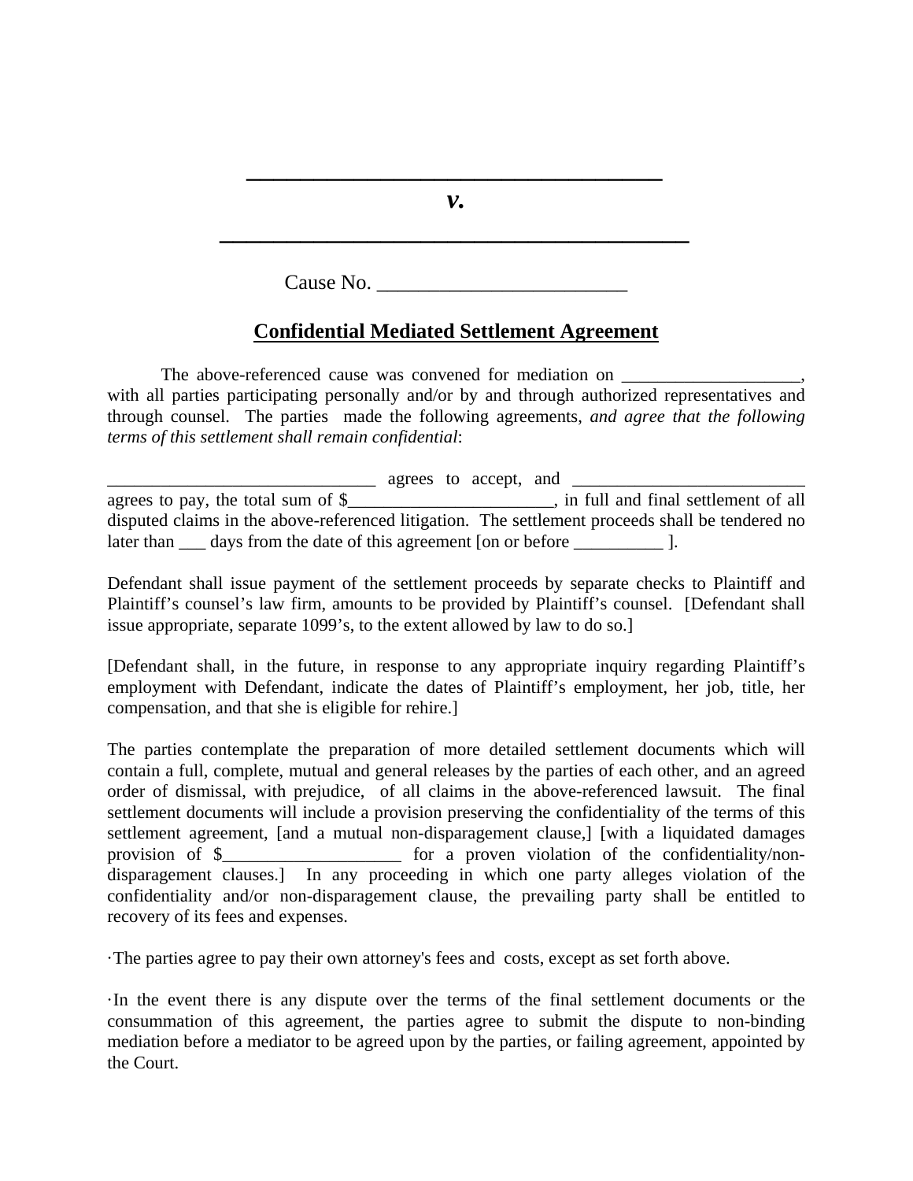\_\_\_\_\_\_\_\_\_\_\_\_\_\_\_\_\_\_\_\_\_\_\_\_\_\_\_\_\_\_\_\_\_\_

***v.***

\_\_\_\_\_\_\_\_\_\_\_\_\_\_\_\_\_\_\_\_\_\_\_\_\_\_\_\_\_\_\_\_\_\_\_\_\_\_

Cause No. \_\_\_\_\_\_\_\_\_\_\_\_\_\_\_\_\_\_\_\_\_\_\_\_\_

## Confidential Mediated Settlement Agreement

The above-referenced cause was convened for mediation on \_\_\_\_\_\_\_\_\_\_\_\_\_\_\_\_\_\_\_\_, with all parties participating personally and/or by and through authorized representatives and through counsel. The parties made the following agreements, *and agree that the following terms of this settlement shall remain confidential*:

\_\_\_\_\_\_\_\_\_\_\_\_\_\_\_\_\_\_\_\_\_\_\_\_\_\_\_\_\_\_ agrees to accept, and \_\_\_\_\_\_\_\_\_\_\_\_\_\_\_\_\_\_\_\_\_\_\_\_\_\_ agrees to pay, the total sum of $\_\_\_\_\_\_\_\_\_\_\_\_\_\_\_\_\_\_\_\_\_\_\_, in full and final settlement of all disputed claims in the above-referenced litigation. The settlement proceeds shall be tendered no later than \_\_\_ days from the date of this agreement [on or before \_\_\_\_\_\_\_\_\_\_ ].

Defendant shall issue payment of the settlement proceeds by separate checks to Plaintiff and Plaintiff's counsel's law firm, amounts to be provided by Plaintiff's counsel. [Defendant shall issue appropriate, separate 1099's, to the extent allowed by law to do so.]

[Defendant shall, in the future, in response to any appropriate inquiry regarding Plaintiff's employment with Defendant, indicate the dates of Plaintiff's employment, her job, title, her compensation, and that she is eligible for rehire.]

The parties contemplate the preparation of more detailed settlement documents which will contain a full, complete, mutual and general releases by the parties of each other, and an agreed order of dismissal, with prejudice, of all claims in the above-referenced lawsuit. The final settlement documents will include a provision preserving the confidentiality of the terms of this settlement agreement, [and a mutual non-disparagement clause,] [with a liquidated damages provision of $\_\_\_\_\_\_\_\_\_\_\_\_\_\_\_\_\_\_\_\_ for a proven violation of the confidentiality/non-disparagement clauses.] In any proceeding in which one party alleges violation of the confidentiality and/or non-disparagement clause, the prevailing party shall be entitled to recovery of its fees and expenses.

·The parties agree to pay their own attorney's fees and costs, except as set forth above.

·In the event there is any dispute over the terms of the final settlement documents or the consummation of this agreement, the parties agree to submit the dispute to non-binding mediation before a mediator to be agreed upon by the parties, or failing agreement, appointed by the Court.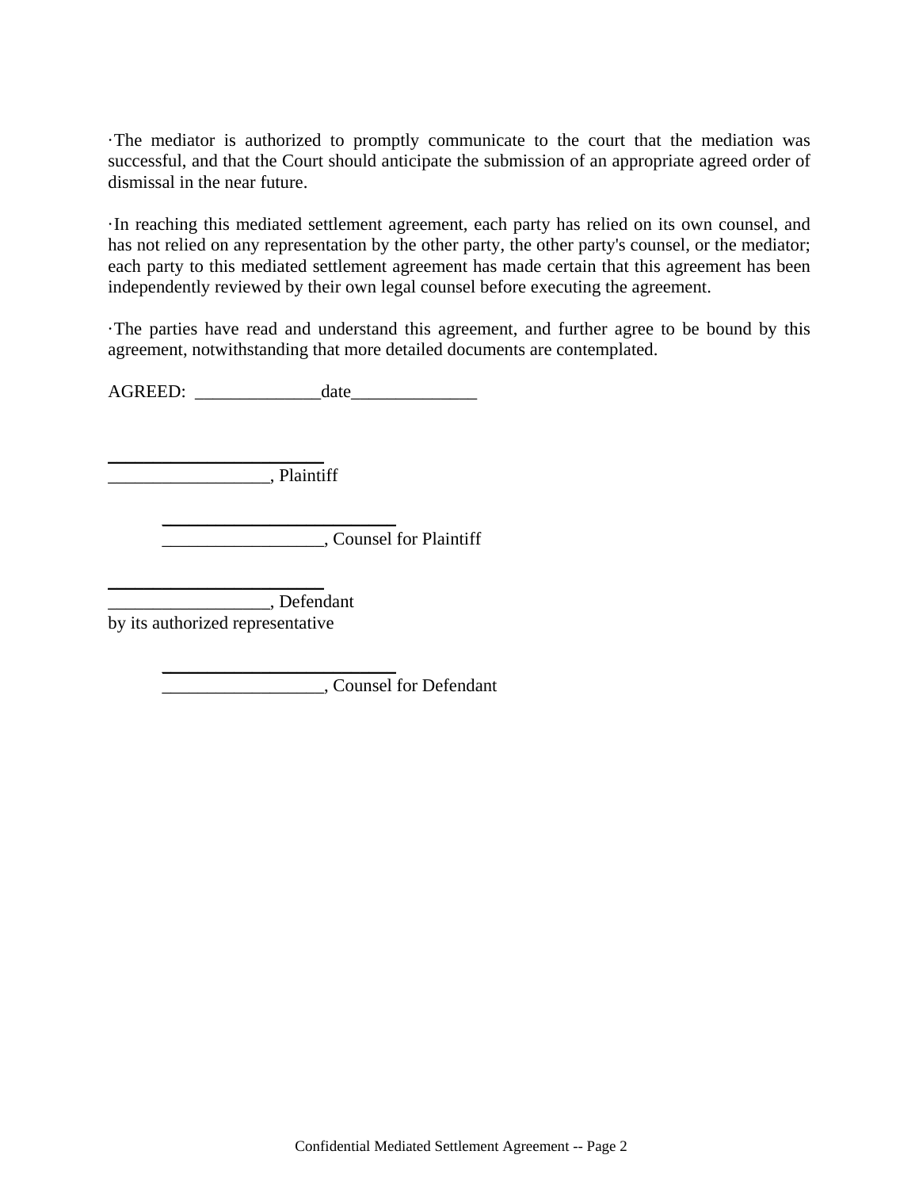·The mediator is authorized to promptly communicate to the court that the mediation was successful, and that the Court should anticipate the submission of an appropriate agreed order of dismissal in the near future.

·In reaching this mediated settlement agreement, each party has relied on its own counsel, and has not relied on any representation by the other party, the other party's counsel, or the mediator; each party to this mediated settlement agreement has made certain that this agreement has been independently reviewed by their own legal counsel before executing the agreement.

·The parties have read and understand this agreement, and further agree to be bound by this agreement, notwithstanding that more detailed documents are contemplated.

AGREED: ______________date______________

________________________
__________________, Plaintiff

________________________
__________________, Counsel for Plaintiff

________________________
__________________, Defendant
by its authorized representative

________________________
__________________, Counsel for Defendant